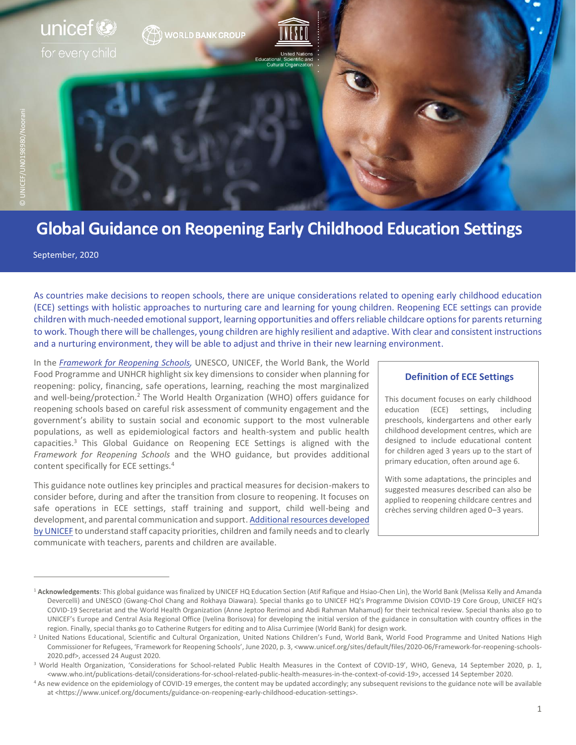unicef for every child

WORLD BANK GROUP

United Nations Educational, Scientific and Cultural Organization

© UNICEF/UN0198980/Noorani

# Global Guidance on Reopening Early Childhood Education Settings

September, 2020

As countries make decisions to reopen schools, there are unique considerations related to opening early childhood education (ECE) settings with holistic approaches to nurturing care and learning for young children. Reopening ECE settings can provide children with much-needed emotional support, learning opportunities and offers reliable childcare options for parents returning to work. Though there will be challenges, young children are highly resilient and adaptive. With clear and consistent instructions and a nurturing environment, they will be able to adjust and thrive in their new learning environment.

In the *Framework for Reopening Schools*, UNESCO, UNICEF, the World Bank, the World Food Programme and UNHCR highlight six key dimensions to consider when planning for reopening: policy, financing, safe operations, learning, reaching the most marginalized and well-being/protection.[2] The World Health Organization (WHO) offers guidance for reopening schools based on careful risk assessment of community engagement and the government's ability to sustain social and economic support to the most vulnerable populations, as well as epidemiological factors and health-system and public health capacities.[3] This Global Guidance on Reopening ECE Settings is aligned with the *Framework for Reopening Schools* and the WHO guidance, but provides additional content specifically for ECE settings.[4]

This guidance note outlines key principles and practical measures for decision-makers to consider before, during and after the transition from closure to reopening. It focuses on safe operations in ECE settings, staff training and support, child well-being and development, and parental communication and support. Additional resources developed by UNICEF to understand staff capacity priorities, children and family needs and to clearly communicate with teachers, parents and children are available.

### Definition of ECE Settings

This document focuses on early childhood education (ECE) settings, including preschools, kindergartens and other early childhood development centres, which are designed to include educational content for children aged 3 years up to the start of primary education, often around age 6.

With some adaptations, the principles and suggested measures described can also be applied to reopening childcare centres and crèches serving children aged 0–3 years.

---

[1] **Acknowledgements**: This global guidance was finalized by UNICEF HQ Education Section (Atif Rafique and Hsiao-Chen Lin), the World Bank (Melissa Kelly and Amanda Devercelli) and UNESCO (Gwang-Chol Chang and Rokhaya Diawara). Special thanks go to UNICEF HQ's Programme Division COVID-19 Core Group, UNICEF HQ's COVID-19 Secretariat and the World Health Organization (Anne Jeptoo Rerimoi and Abdi Rahman Mahamud) for their technical review. Special thanks also go to UNICEF's Europe and Central Asia Regional Office (Ivelina Borisova) for developing the initial version of the guidance in consultation with country offices in the region. Finally, special thanks go to Catherine Rutgers for editing and to Alisa Currimjee (World Bank) for design work.

[2] United Nations Educational, Scientific and Cultural Organization, United Nations Children's Fund, World Bank, World Food Programme and United Nations High Commissioner for Refugees, 'Framework for Reopening Schools', June 2020, p. 3, <www.unicef.org/sites/default/files/2020-06/Framework-for-reopening-schools-2020.pdf>, accessed 24 August 2020.

[3] World Health Organization, 'Considerations for School-related Public Health Measures in the Context of COVID-19', WHO, Geneva, 14 September 2020, p. 1, <www.who.int/publications-detail/considerations-for-school-related-public-health-measures-in-the-context-of-covid-19>, accessed 14 September 2020.

[4] As new evidence on the epidemiology of COVID-19 emerges, the content may be updated accordingly; any subsequent revisions to the guidance note will be available at <https://www.unicef.org/documents/guidance-on-reopening-early-childhood-education-settings>.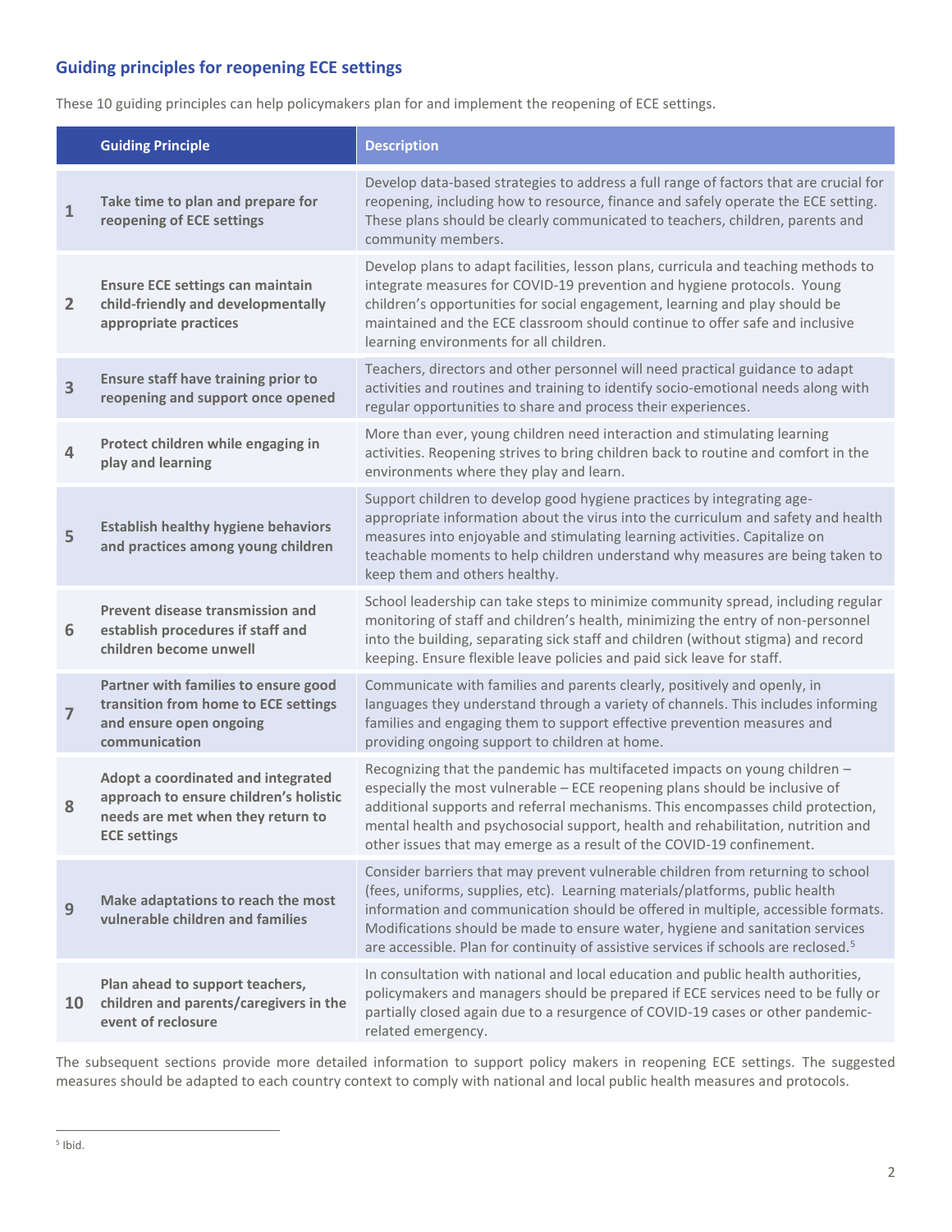### Guiding principles for reopening ECE settings

These 10 guiding principles can help policymakers plan for and implement the reopening of ECE settings.

| | Guiding Principle | Description |
|---|---|---|
| 1 | Take time to plan and prepare for reopening of ECE settings | Develop data-based strategies to address a full range of factors that are crucial for reopening, including how to resource, finance and safely operate the ECE setting. These plans should be clearly communicated to teachers, children, parents and community members. |
| 2 | Ensure ECE settings can maintain child-friendly and developmentally appropriate practices | Develop plans to adapt facilities, lesson plans, curricula and teaching methods to integrate measures for COVID-19 prevention and hygiene protocols. Young children's opportunities for social engagement, learning and play should be maintained and the ECE classroom should continue to offer safe and inclusive learning environments for all children. |
| 3 | Ensure staff have training prior to reopening and support once opened | Teachers, directors and other personnel will need practical guidance to adapt activities and routines and training to identify socio-emotional needs along with regular opportunities to share and process their experiences. |
| 4 | Protect children while engaging in play and learning | More than ever, young children need interaction and stimulating learning activities. Reopening strives to bring children back to routine and comfort in the environments where they play and learn. |
| 5 | Establish healthy hygiene behaviors and practices among young children | Support children to develop good hygiene practices by integrating age-appropriate information about the virus into the curriculum and safety and health measures into enjoyable and stimulating learning activities. Capitalize on teachable moments to help children understand why measures are being taken to keep them and others healthy. |
| 6 | Prevent disease transmission and establish procedures if staff and children become unwell | School leadership can take steps to minimize community spread, including regular monitoring of staff and children's health, minimizing the entry of non-personnel into the building, separating sick staff and children (without stigma) and record keeping. Ensure flexible leave policies and paid sick leave for staff. |
| 7 | Partner with families to ensure good transition from home to ECE settings and ensure open ongoing communication | Communicate with families and parents clearly, positively and openly, in languages they understand through a variety of channels. This includes informing families and engaging them to support effective prevention measures and providing ongoing support to children at home. |
| 8 | Adopt a coordinated and integrated approach to ensure children's holistic needs are met when they return to ECE settings | Recognizing that the pandemic has multifaceted impacts on young children – especially the most vulnerable – ECE reopening plans should be inclusive of additional supports and referral mechanisms. This encompasses child protection, mental health and psychosocial support, health and rehabilitation, nutrition and other issues that may emerge as a result of the COVID-19 confinement. |
| 9 | Make adaptations to reach the most vulnerable children and families | Consider barriers that may prevent vulnerable children from returning to school (fees, uniforms, supplies, etc). Learning materials/platforms, public health information and communication should be offered in multiple, accessible formats. Modifications should be made to ensure water, hygiene and sanitation services are accessible. Plan for continuity of assistive services if schools are reclosed.[5] |
| 10 | Plan ahead to support teachers, children and parents/caregivers in the event of reclosure | In consultation with national and local education and public health authorities, policymakers and managers should be prepared if ECE services need to be fully or partially closed again due to a resurgence of COVID-19 cases or other pandemic-related emergency. |

The subsequent sections provide more detailed information to support policy makers in reopening ECE settings. The suggested measures should be adapted to each country context to comply with national and local public health measures and protocols.

[5] Ibid.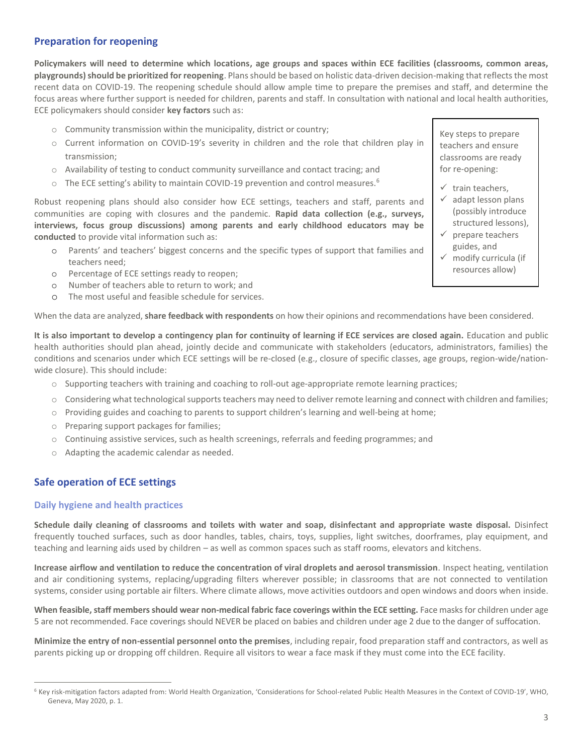## Preparation for reopening

**Policymakers will need to determine which locations, age groups and spaces within ECE facilities (classrooms, common areas, playgrounds) should be prioritized for reopening**. Plans should be based on holistic data-driven decision-making that reflects the most recent data on COVID-19. The reopening schedule should allow ample time to prepare the premises and staff, and determine the focus areas where further support is needed for children, parents and staff. In consultation with national and local health authorities, ECE policymakers should consider **key factors** such as:

- Community transmission within the municipality, district or country;
- Current information on COVID-19's severity in children and the role that children play in transmission;
- Availability of testing to conduct community surveillance and contact tracing; and
- The ECE setting's ability to maintain COVID-19 prevention and control measures.[6]

Robust reopening plans should also consider how ECE settings, teachers and staff, parents and communities are coping with closures and the pandemic. **Rapid data collection (e.g., surveys, interviews, focus group discussions) among parents and early childhood educators may be conducted** to provide vital information such as:

- Parents' and teachers' biggest concerns and the specific types of support that families and teachers need;
- Percentage of ECE settings ready to reopen;
- Number of teachers able to return to work; and
- The most useful and feasible schedule for services.

> Key steps to prepare teachers and ensure classrooms are ready for re-opening:
>
> - ✓ train teachers,
> - ✓ adapt lesson plans (possibly introduce structured lessons),
> - ✓ prepare teachers guides, and
> - ✓ modify curricula (if resources allow)

When the data are analyzed, **share feedback with respondents** on how their opinions and recommendations have been considered.

**It is also important to develop a contingency plan for continuity of learning if ECE services are closed again.** Education and public health authorities should plan ahead, jointly decide and communicate with stakeholders (educators, administrators, families) the conditions and scenarios under which ECE settings will be re-closed (e.g., closure of specific classes, age groups, region-wide/nation-wide closure). This should include:

- Supporting teachers with training and coaching to roll-out age-appropriate remote learning practices;
- Considering what technological supports teachers may need to deliver remote learning and connect with children and families;
- Providing guides and coaching to parents to support children's learning and well-being at home;
- Preparing support packages for families;
- Continuing assistive services, such as health screenings, referrals and feeding programmes; and
- Adapting the academic calendar as needed.

## Safe operation of ECE settings

### Daily hygiene and health practices

**Schedule daily cleaning of classrooms and toilets with water and soap, disinfectant and appropriate waste disposal.** Disinfect frequently touched surfaces, such as door handles, tables, chairs, toys, supplies, light switches, doorframes, play equipment, and teaching and learning aids used by children – as well as common spaces such as staff rooms, elevators and kitchens.

**Increase airflow and ventilation to reduce the concentration of viral droplets and aerosol transmission**. Inspect heating, ventilation and air conditioning systems, replacing/upgrading filters wherever possible; in classrooms that are not connected to ventilation systems, consider using portable air filters. Where climate allows, move activities outdoors and open windows and doors when inside.

**When feasible, staff members should wear non-medical fabric face coverings within the ECE setting.** Face masks for children under age 5 are not recommended. Face coverings should NEVER be placed on babies and children under age 2 due to the danger of suffocation.

**Minimize the entry of non-essential personnel onto the premises**, including repair, food preparation staff and contractors, as well as parents picking up or dropping off children. Require all visitors to wear a face mask if they must come into the ECE facility.

---

[6] Key risk-mitigation factors adapted from: World Health Organization, 'Considerations for School-related Public Health Measures in the Context of COVID-19', WHO, Geneva, May 2020, p. 1.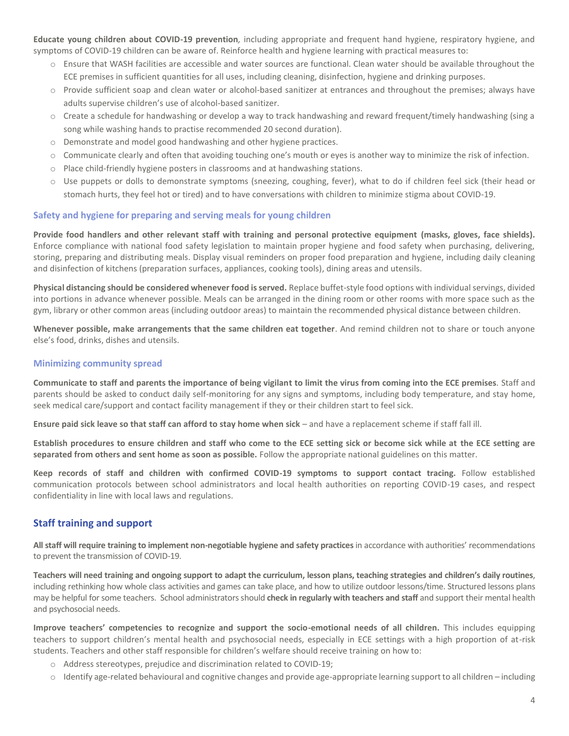**Educate young children about COVID-19 prevention**, including appropriate and frequent hand hygiene, respiratory hygiene, and symptoms of COVID-19 children can be aware of. Reinforce health and hygiene learning with practical measures to:

- Ensure that WASH facilities are accessible and water sources are functional. Clean water should be available throughout the ECE premises in sufficient quantities for all uses, including cleaning, disinfection, hygiene and drinking purposes.
- Provide sufficient soap and clean water or alcohol-based sanitizer at entrances and throughout the premises; always have adults supervise children's use of alcohol-based sanitizer.
- Create a schedule for handwashing or develop a way to track handwashing and reward frequent/timely handwashing (sing a song while washing hands to practise recommended 20 second duration).
- Demonstrate and model good handwashing and other hygiene practices.
- Communicate clearly and often that avoiding touching one's mouth or eyes is another way to minimize the risk of infection.
- Place child-friendly hygiene posters in classrooms and at handwashing stations.
- Use puppets or dolls to demonstrate symptoms (sneezing, coughing, fever), what to do if children feel sick (their head or stomach hurts, they feel hot or tired) and to have conversations with children to minimize stigma about COVID-19.

### Safety and hygiene for preparing and serving meals for young children

**Provide food handlers and other relevant staff with training and personal protective equipment (masks, gloves, face shields).** Enforce compliance with national food safety legislation to maintain proper hygiene and food safety when purchasing, delivering, storing, preparing and distributing meals. Display visual reminders on proper food preparation and hygiene, including daily cleaning and disinfection of kitchens (preparation surfaces, appliances, cooking tools), dining areas and utensils.

**Physical distancing should be considered whenever food is served.** Replace buffet-style food options with individual servings, divided into portions in advance whenever possible. Meals can be arranged in the dining room or other rooms with more space such as the gym, library or other common areas (including outdoor areas) to maintain the recommended physical distance between children.

**Whenever possible, make arrangements that the same children eat together**. And remind children not to share or touch anyone else's food, drinks, dishes and utensils.

### Minimizing community spread

**Communicate to staff and parents the importance of being vigilant to limit the virus from coming into the ECE premises**. Staff and parents should be asked to conduct daily self-monitoring for any signs and symptoms, including body temperature, and stay home, seek medical care/support and contact facility management if they or their children start to feel sick.

**Ensure paid sick leave so that staff can afford to stay home when sick** – and have a replacement scheme if staff fall ill.

**Establish procedures to ensure children and staff who come to the ECE setting sick or become sick while at the ECE setting are separated from others and sent home as soon as possible.** Follow the appropriate national guidelines on this matter.

**Keep records of staff and children with confirmed COVID-19 symptoms to support contact tracing.** Follow established communication protocols between school administrators and local health authorities on reporting COVID-19 cases, and respect confidentiality in line with local laws and regulations.

## Staff training and support

**All staff will require training to implement non-negotiable hygiene and safety practices** in accordance with authorities' recommendations to prevent the transmission of COVID-19.

**Teachers will need training and ongoing support to adapt the curriculum, lesson plans, teaching strategies and children's daily routines**, including rethinking how whole class activities and games can take place, and how to utilize outdoor lessons/time. Structured lessons plans may be helpful for some teachers. School administrators should **check in regularly with teachers and staff** and support their mental health and psychosocial needs.

**Improve teachers' competencies to recognize and support the socio-emotional needs of all children.** This includes equipping teachers to support children's mental health and psychosocial needs, especially in ECE settings with a high proportion of at-risk students. Teachers and other staff responsible for children's welfare should receive training on how to:

- Address stereotypes, prejudice and discrimination related to COVID-19;
- Identify age-related behavioural and cognitive changes and provide age-appropriate learning support to all children – including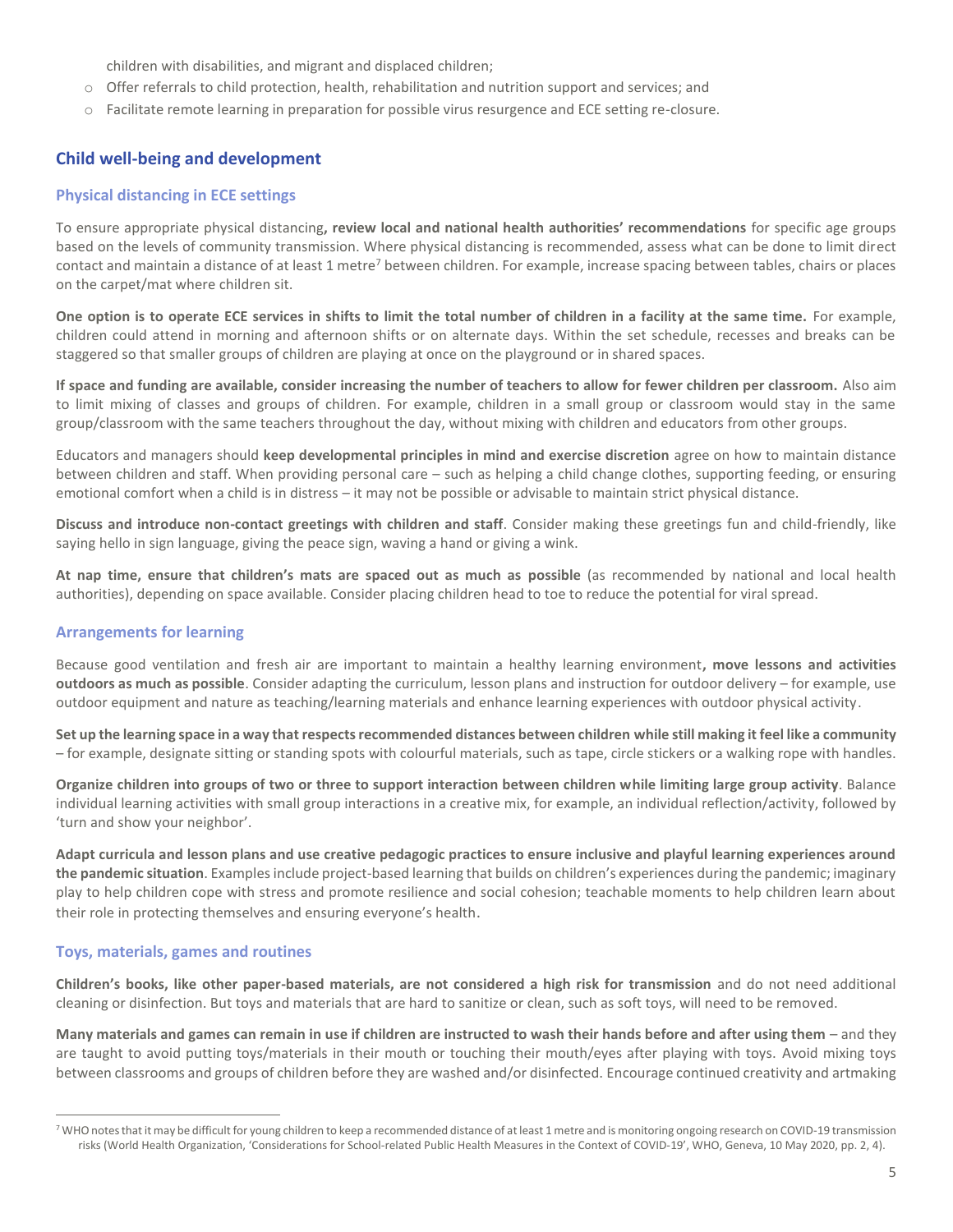children with disabilities, and migrant and displaced children;

- Offer referrals to child protection, health, rehabilitation and nutrition support and services; and
- Facilitate remote learning in preparation for possible virus resurgence and ECE setting re-closure.

## Child well-being and development

### Physical distancing in ECE settings

To ensure appropriate physical distancing**, review local and national health authorities' recommendations** for specific age groups based on the levels of community transmission. Where physical distancing is recommended, assess what can be done to limit direct contact and maintain a distance of at least 1 metre[7] between children. For example, increase spacing between tables, chairs or places on the carpet/mat where children sit.

**One option is to operate ECE services in shifts to limit the total number of children in a facility at the same time.** For example, children could attend in morning and afternoon shifts or on alternate days. Within the set schedule, recesses and breaks can be staggered so that smaller groups of children are playing at once on the playground or in shared spaces.

**If space and funding are available, consider increasing the number of teachers to allow for fewer children per classroom.** Also aim to limit mixing of classes and groups of children. For example, children in a small group or classroom would stay in the same group/classroom with the same teachers throughout the day, without mixing with children and educators from other groups.

Educators and managers should **keep developmental principles in mind and exercise discretion** agree on how to maintain distance between children and staff. When providing personal care – such as helping a child change clothes, supporting feeding, or ensuring emotional comfort when a child is in distress – it may not be possible or advisable to maintain strict physical distance.

**Discuss and introduce non-contact greetings with children and staff**. Consider making these greetings fun and child-friendly, like saying hello in sign language, giving the peace sign, waving a hand or giving a wink.

**At nap time, ensure that children's mats are spaced out as much as possible** (as recommended by national and local health authorities), depending on space available. Consider placing children head to toe to reduce the potential for viral spread.

### Arrangements for learning

Because good ventilation and fresh air are important to maintain a healthy learning environment**, move lessons and activities outdoors as much as possible**. Consider adapting the curriculum, lesson plans and instruction for outdoor delivery – for example, use outdoor equipment and nature as teaching/learning materials and enhance learning experiences with outdoor physical activity.

**Set up the learning space in a way that respects recommended distances between children while still making it feel like a community** – for example, designate sitting or standing spots with colourful materials, such as tape, circle stickers or a walking rope with handles.

**Organize children into groups of two or three to support interaction between children while limiting large group activity**. Balance individual learning activities with small group interactions in a creative mix, for example, an individual reflection/activity, followed by 'turn and show your neighbor'.

**Adapt curricula and lesson plans and use creative pedagogic practices to ensure inclusive and playful learning experiences around the pandemic situation**. Examples include project-based learning that builds on children's experiences during the pandemic; imaginary play to help children cope with stress and promote resilience and social cohesion; teachable moments to help children learn about their role in protecting themselves and ensuring everyone's health.

### Toys, materials, games and routines

**Children's books, like other paper-based materials, are not considered a high risk for transmission** and do not need additional cleaning or disinfection. But toys and materials that are hard to sanitize or clean, such as soft toys, will need to be removed.

**Many materials and games can remain in use if children are instructed to wash their hands before and after using them** – and they are taught to avoid putting toys/materials in their mouth or touching their mouth/eyes after playing with toys. Avoid mixing toys between classrooms and groups of children before they are washed and/or disinfected. Encourage continued creativity and artmaking

---

[7] WHO notes that it may be difficult for young children to keep a recommended distance of at least 1 metre and is monitoring ongoing research on COVID-19 transmission risks (World Health Organization, 'Considerations for School-related Public Health Measures in the Context of COVID-19', WHO, Geneva, 10 May 2020, pp. 2, 4).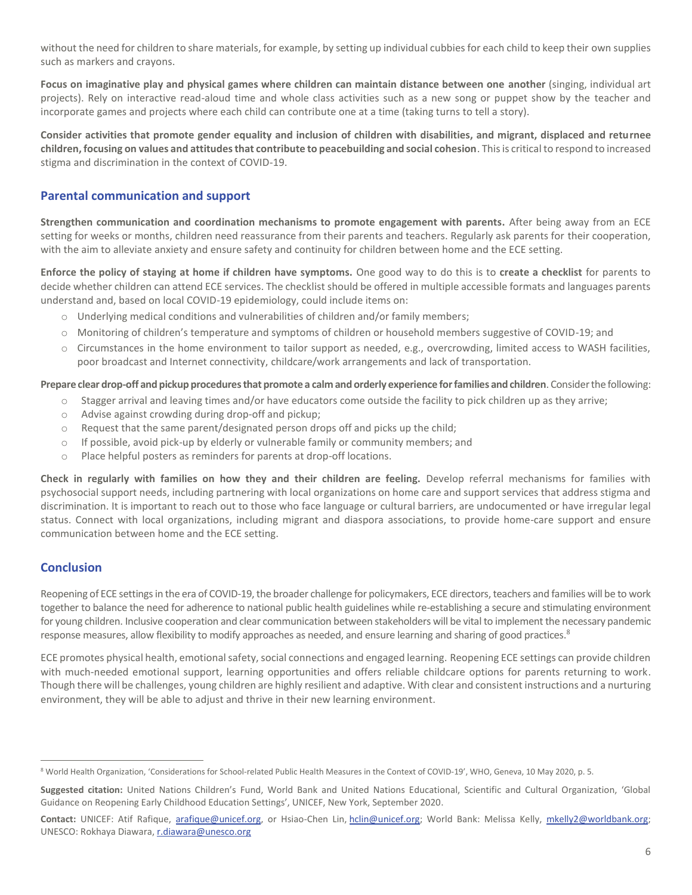without the need for children to share materials, for example, by setting up individual cubbies for each child to keep their own supplies such as markers and crayons.

**Focus on imaginative play and physical games where children can maintain distance between one another** (singing, individual art projects). Rely on interactive read-aloud time and whole class activities such as a new song or puppet show by the teacher and incorporate games and projects where each child can contribute one at a time (taking turns to tell a story).

**Consider activities that promote gender equality and inclusion of children with disabilities, and migrant, displaced and returnee children, focusing on values and attitudes that contribute to peacebuilding and social cohesion**. This is critical to respond to increased stigma and discrimination in the context of COVID-19.

## Parental communication and support

**Strengthen communication and coordination mechanisms to promote engagement with parents.** After being away from an ECE setting for weeks or months, children need reassurance from their parents and teachers. Regularly ask parents for their cooperation, with the aim to alleviate anxiety and ensure safety and continuity for children between home and the ECE setting.

**Enforce the policy of staying at home if children have symptoms.** One good way to do this is to **create a checklist** for parents to decide whether children can attend ECE services. The checklist should be offered in multiple accessible formats and languages parents understand and, based on local COVID-19 epidemiology, could include items on:

- Underlying medical conditions and vulnerabilities of children and/or family members;
- Monitoring of children's temperature and symptoms of children or household members suggestive of COVID-19; and
- Circumstances in the home environment to tailor support as needed, e.g., overcrowding, limited access to WASH facilities, poor broadcast and Internet connectivity, childcare/work arrangements and lack of transportation.

**Prepare clear drop-off and pickup procedures that promote a calm and orderly experience for families and children**. Consider the following:

- Stagger arrival and leaving times and/or have educators come outside the facility to pick children up as they arrive;
- Advise against crowding during drop-off and pickup;
- Request that the same parent/designated person drops off and picks up the child;
- If possible, avoid pick-up by elderly or vulnerable family or community members; and
- Place helpful posters as reminders for parents at drop-off locations.

**Check in regularly with families on how they and their children are feeling.** Develop referral mechanisms for families with psychosocial support needs, including partnering with local organizations on home care and support services that address stigma and discrimination. It is important to reach out to those who face language or cultural barriers, are undocumented or have irregular legal status. Connect with local organizations, including migrant and diaspora associations, to provide home-care support and ensure communication between home and the ECE setting.

## Conclusion

Reopening of ECE settings in the era of COVID-19, the broader challenge for policymakers, ECE directors, teachers and families will be to work together to balance the need for adherence to national public health guidelines while re-establishing a secure and stimulating environment for young children. Inclusive cooperation and clear communication between stakeholders will be vital to implement the necessary pandemic response measures, allow flexibility to modify approaches as needed, and ensure learning and sharing of good practices.[8]

ECE promotes physical health, emotional safety, social connections and engaged learning. Reopening ECE settings can provide children with much-needed emotional support, learning opportunities and offers reliable childcare options for parents returning to work. Though there will be challenges, young children are highly resilient and adaptive. With clear and consistent instructions and a nurturing environment, they will be able to adjust and thrive in their new learning environment.

---

[8] World Health Organization, 'Considerations for School-related Public Health Measures in the Context of COVID-19', WHO, Geneva, 10 May 2020, p. 5.

**Suggested citation:** United Nations Children's Fund, World Bank and United Nations Educational, Scientific and Cultural Organization, 'Global Guidance on Reopening Early Childhood Education Settings', UNICEF, New York, September 2020.

**Contact:** UNICEF: Atif Rafique, arafique@unicef.org, or Hsiao-Chen Lin, hclin@unicef.org; World Bank: Melissa Kelly, mkelly2@worldbank.org; UNESCO: Rokhaya Diawara, r.diawara@unesco.org